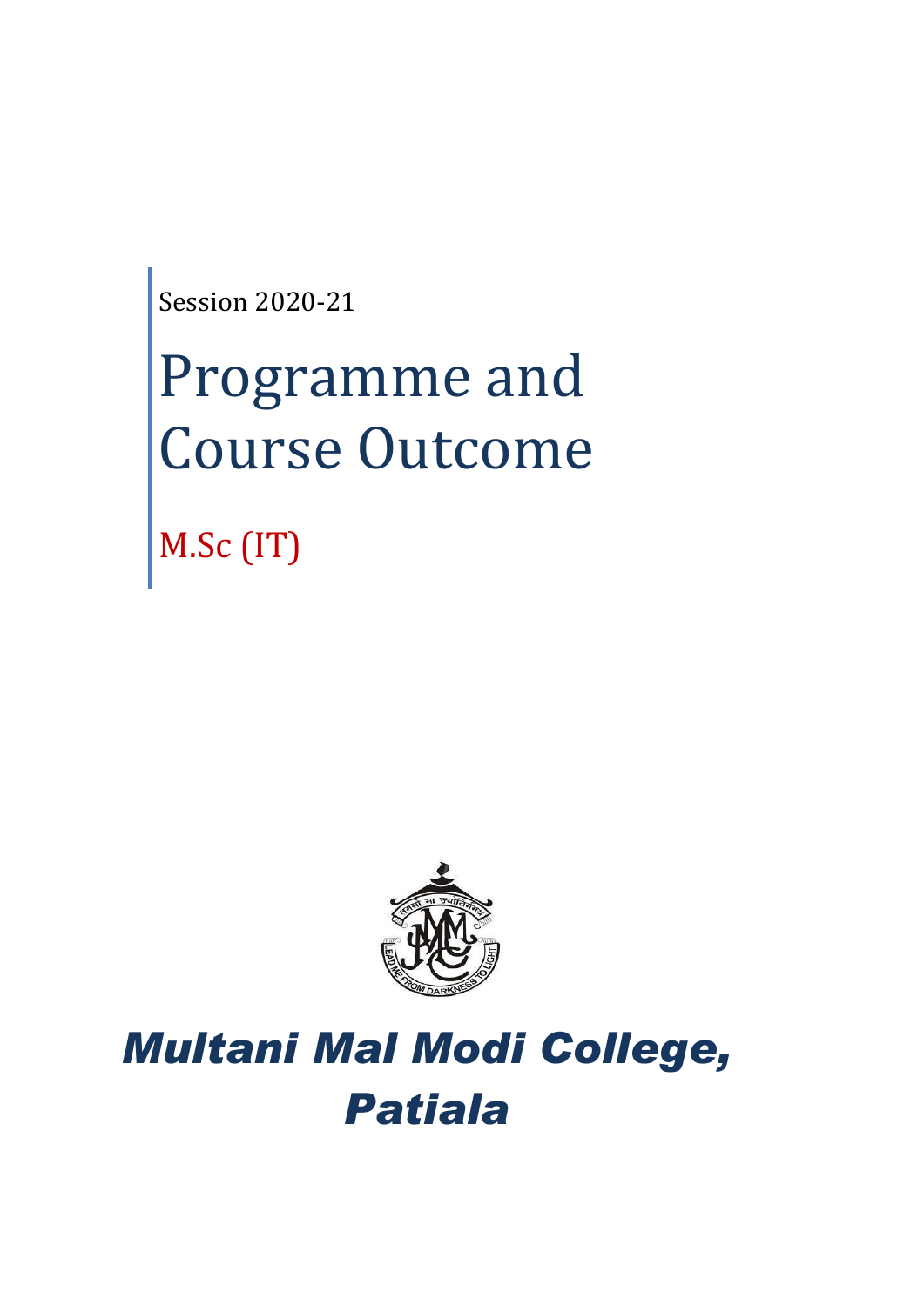Session 2020-21

# Programme and Course Outcome

## M.Sc (IT)

# *Multani Mal Modi College, Patiala*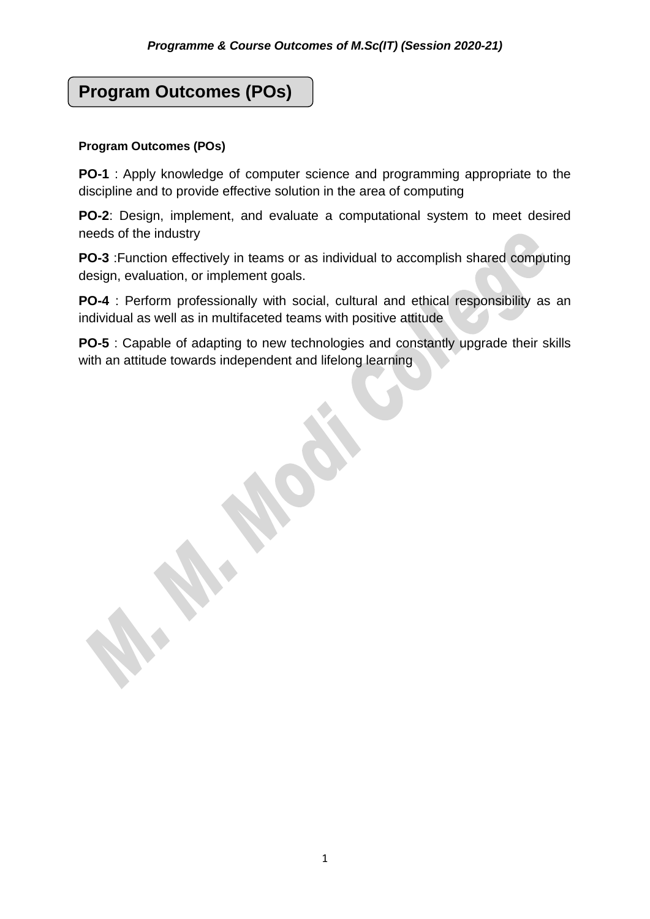## Program Outcomes (POs)

**Program Outcomes (POs)**

**PO-1** : Apply knowledge of computer science and programming appropriate to the discipline and to provide effective solution in the area of computing

**PO-2**: Design, implement, and evaluate a computational system to meet desired needs of the industry

**PO-3** :Function effectively in teams or as individual to accomplish shared computing design, evaluation, or implement goals.

**PO-4** : Perform professionally with social, cultural and ethical responsibility as an individual as well as in multifaceted teams with positive attitude

**PO-5** : Capable of adapting to new technologies and constantly upgrade their skills with an attitude towards independent and lifelong learning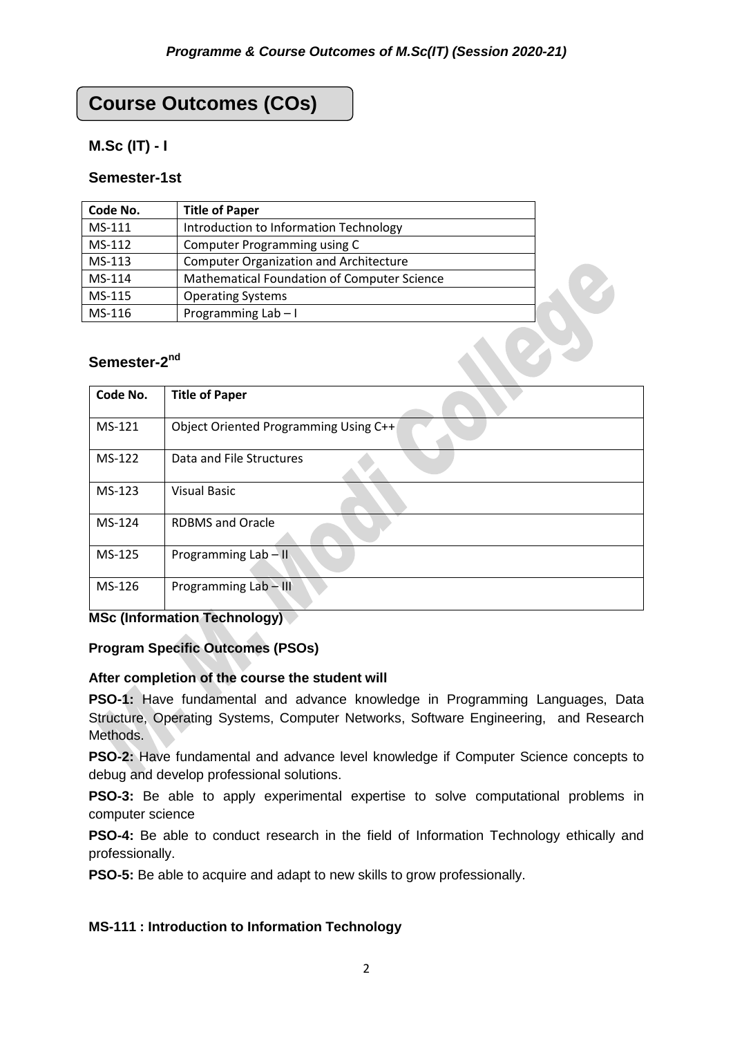# Course Outcomes (COs)

## M.Sc (IT) - I

### Semester-1st

| Code No. | Title of Paper |
|---|---|
| MS-111 | Introduction to Information Technology |
| MS-112 | Computer Programming using C |
| MS-113 | Computer Organization and Architecture |
| MS-114 | Mathematical Foundation of Computer Science |
| MS-115 | Operating Systems |
| MS-116 | Programming Lab – I |

### Semester-2nd

| Code No. | Title of Paper |
|---|---|
| MS-121 | Object Oriented Programming Using C++ |
| MS-122 | Data and File Structures |
| MS-123 | Visual Basic |
| MS-124 | RDBMS and Oracle |
| MS-125 | Programming Lab – II |
| MS-126 | Programming Lab – III |

**MSc (Information Technology)**

**Program Specific Outcomes (PSOs)**

**After completion of the course the student will**

**PSO-1:** Have fundamental and advance knowledge in Programming Languages, Data Structure, Operating Systems, Computer Networks, Software Engineering, and Research Methods.

**PSO-2:** Have fundamental and advance level knowledge if Computer Science concepts to debug and develop professional solutions.

**PSO-3:** Be able to apply experimental expertise to solve computational problems in computer science

**PSO-4:** Be able to conduct research in the field of Information Technology ethically and professionally.

**PSO-5:** Be able to acquire and adapt to new skills to grow professionally.

**MS-111 : Introduction to Information Technology**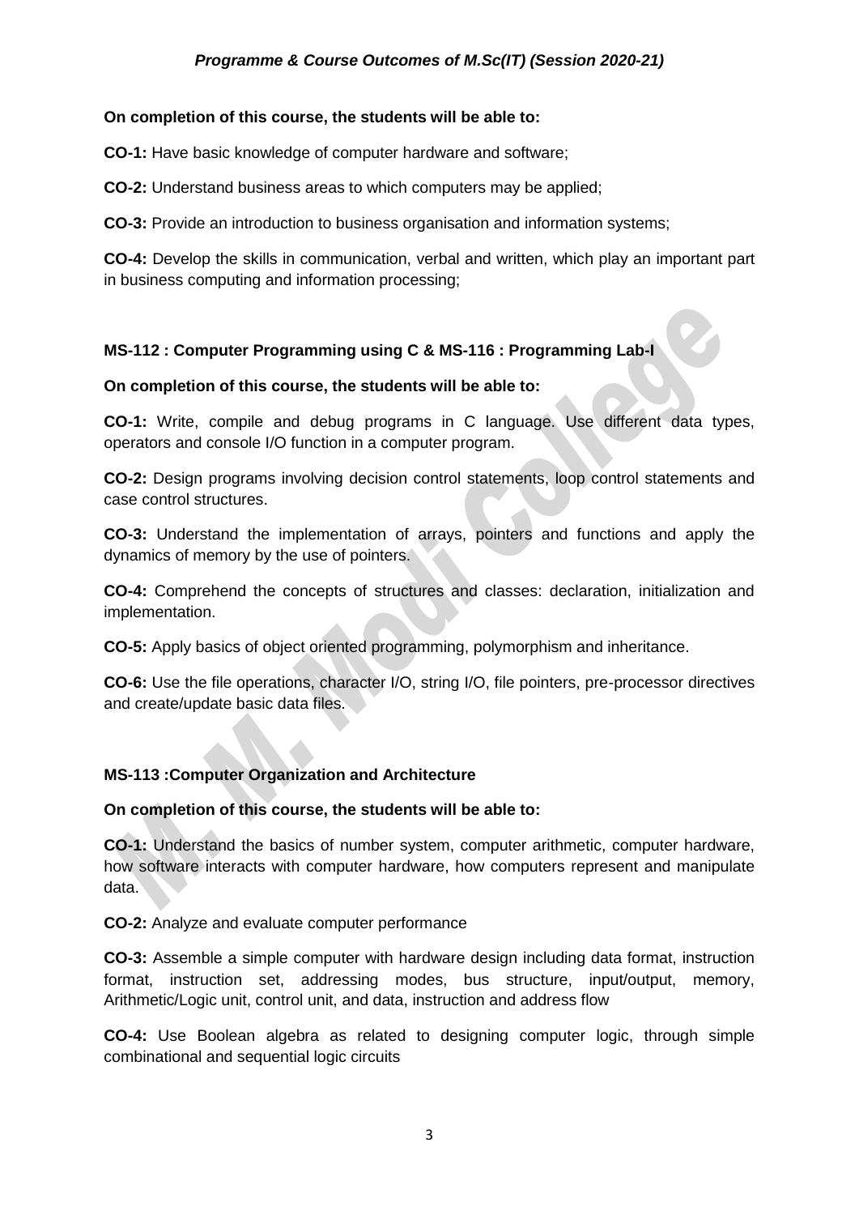**On completion of this course, the students will be able to:**

**CO-1:** Have basic knowledge of computer hardware and software;

**CO-2:** Understand business areas to which computers may be applied;

**CO-3:** Provide an introduction to business organisation and information systems;

**CO-4:** Develop the skills in communication, verbal and written, which play an important part in business computing and information processing;

### MS-112 : Computer Programming using C & MS-116 : Programming Lab-I

**On completion of this course, the students will be able to:**

**CO-1:** Write, compile and debug programs in C language. Use different data types, operators and console I/O function in a computer program.

**CO-2:** Design programs involving decision control statements, loop control statements and case control structures.

**CO-3:** Understand the implementation of arrays, pointers and functions and apply the dynamics of memory by the use of pointers.

**CO-4:** Comprehend the concepts of structures and classes: declaration, initialization and implementation.

**CO-5:** Apply basics of object oriented programming, polymorphism and inheritance.

**CO-6:** Use the file operations, character I/O, string I/O, file pointers, pre-processor directives and create/update basic data files.

### MS-113 :Computer Organization and Architecture

**On completion of this course, the students will be able to:**

**CO-1:** Understand the basics of number system, computer arithmetic, computer hardware, how software interacts with computer hardware, how computers represent and manipulate data.

**CO-2:** Analyze and evaluate computer performance

**CO-3:** Assemble a simple computer with hardware design including data format, instruction format, instruction set, addressing modes, bus structure, input/output, memory, Arithmetic/Logic unit, control unit, and data, instruction and address flow

**CO-4:** Use Boolean algebra as related to designing computer logic, through simple combinational and sequential logic circuits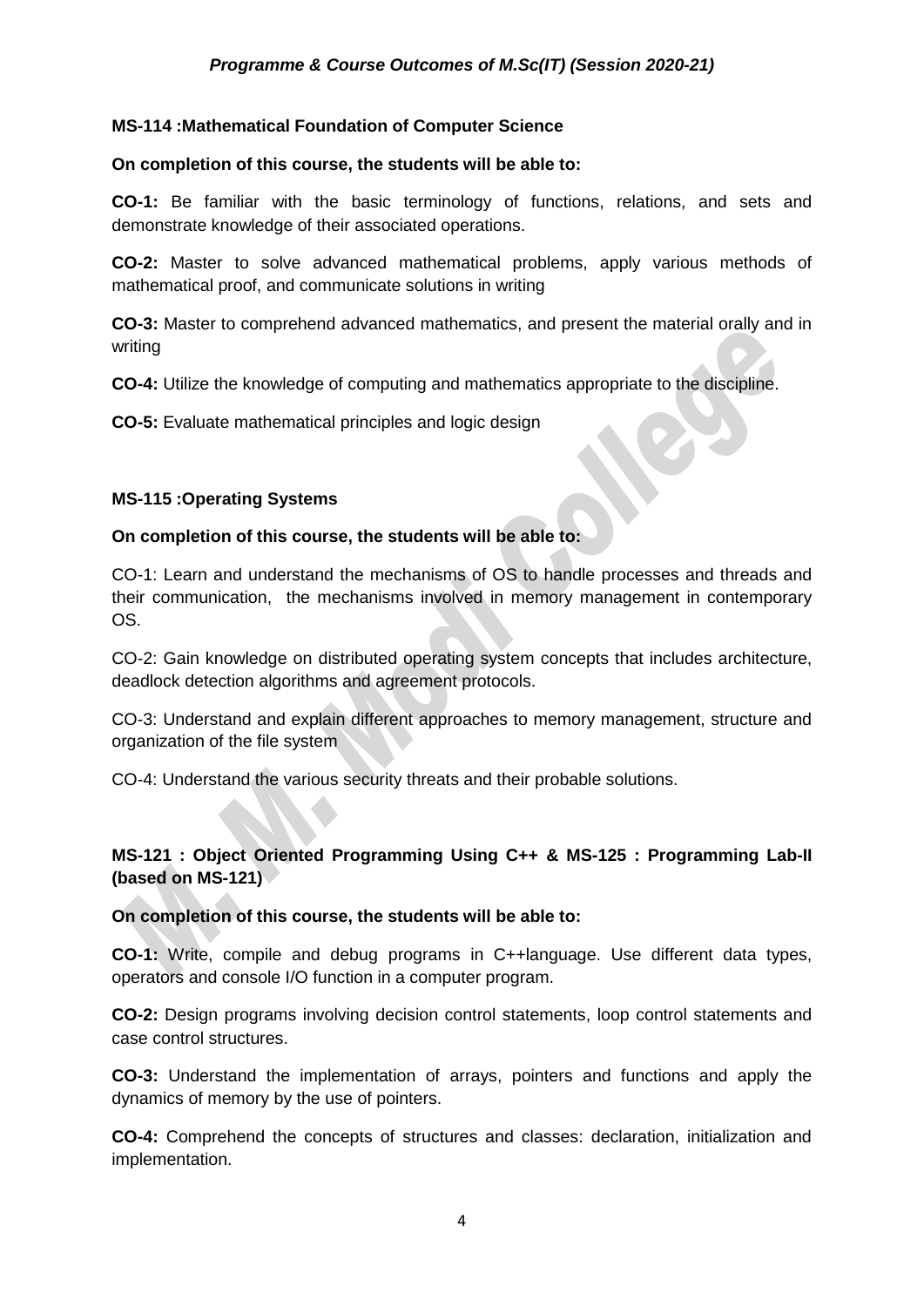### MS-114 :Mathematical Foundation of Computer Science

**On completion of this course, the students will be able to:**

**CO-1:** Be familiar with the basic terminology of functions, relations, and sets and demonstrate knowledge of their associated operations.

**CO-2:** Master to solve advanced mathematical problems, apply various methods of mathematical proof, and communicate solutions in writing

**CO-3:** Master to comprehend advanced mathematics, and present the material orally and in writing

**CO-4:** Utilize the knowledge of computing and mathematics appropriate to the discipline.

**CO-5:** Evaluate mathematical principles and logic design

### MS-115 :Operating Systems

**On completion of this course, the students will be able to:**

CO-1: Learn and understand the mechanisms of OS to handle processes and threads and their communication, the mechanisms involved in memory management in contemporary OS.

CO-2: Gain knowledge on distributed operating system concepts that includes architecture, deadlock detection algorithms and agreement protocols.

CO-3: Understand and explain different approaches to memory management, structure and organization of the file system

CO-4: Understand the various security threats and their probable solutions.

### MS-121 : Object Oriented Programming Using C++ & MS-125 : Programming Lab-II (based on MS-121)

**On completion of this course, the students will be able to:**

**CO-1:** Write, compile and debug programs in C++language. Use different data types, operators and console I/O function in a computer program.

**CO-2:** Design programs involving decision control statements, loop control statements and case control structures.

**CO-3:** Understand the implementation of arrays, pointers and functions and apply the dynamics of memory by the use of pointers.

**CO-4:** Comprehend the concepts of structures and classes: declaration, initialization and implementation.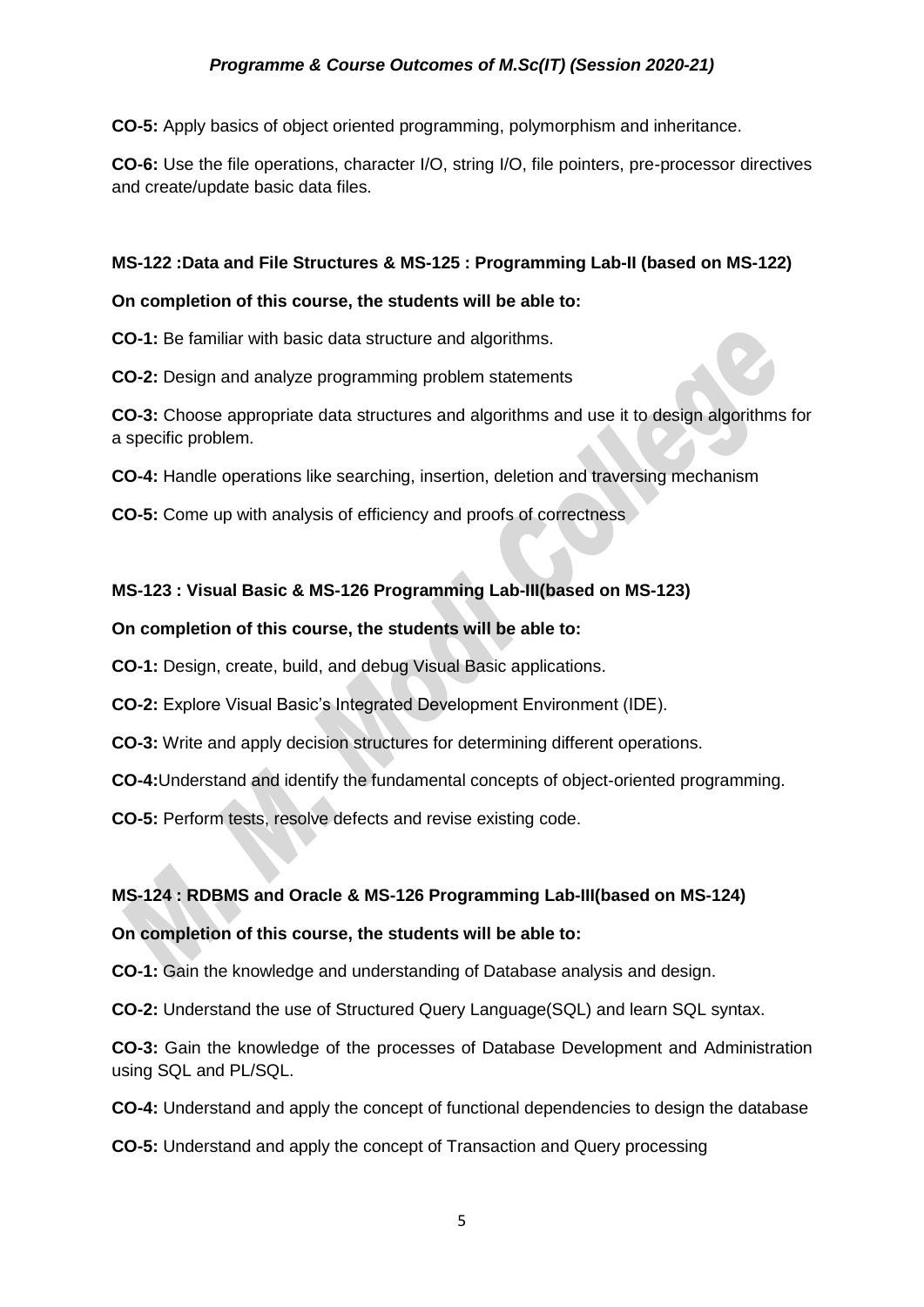**CO-5:** Apply basics of object oriented programming, polymorphism and inheritance.

**CO-6:** Use the file operations, character I/O, string I/O, file pointers, pre-processor directives and create/update basic data files.

**MS-122 :Data and File Structures & MS-125 : Programming Lab-II (based on MS-122)**

**On completion of this course, the students will be able to:**

**CO-1:** Be familiar with basic data structure and algorithms.

**CO-2:** Design and analyze programming problem statements

**CO-3:** Choose appropriate data structures and algorithms and use it to design algorithms for a specific problem.

**CO-4:** Handle operations like searching, insertion, deletion and traversing mechanism

**CO-5:** Come up with analysis of efficiency and proofs of correctness

**MS-123 : Visual Basic & MS-126 Programming Lab-III(based on MS-123)**

**On completion of this course, the students will be able to:**

**CO-1:** Design, create, build, and debug Visual Basic applications.

**CO-2:** Explore Visual Basic's Integrated Development Environment (IDE).

**CO-3:** Write and apply decision structures for determining different operations.

**CO-4:**Understand and identify the fundamental concepts of object-oriented programming.

**CO-5:** Perform tests, resolve defects and revise existing code.

**MS-124 : RDBMS and Oracle & MS-126 Programming Lab-III(based on MS-124)**

**On completion of this course, the students will be able to:**

**CO-1:** Gain the knowledge and understanding of Database analysis and design.

**CO-2:** Understand the use of Structured Query Language(SQL) and learn SQL syntax.

**CO-3:** Gain the knowledge of the processes of Database Development and Administration using SQL and PL/SQL.

**CO-4:** Understand and apply the concept of functional dependencies to design the database

**CO-5:** Understand and apply the concept of Transaction and Query processing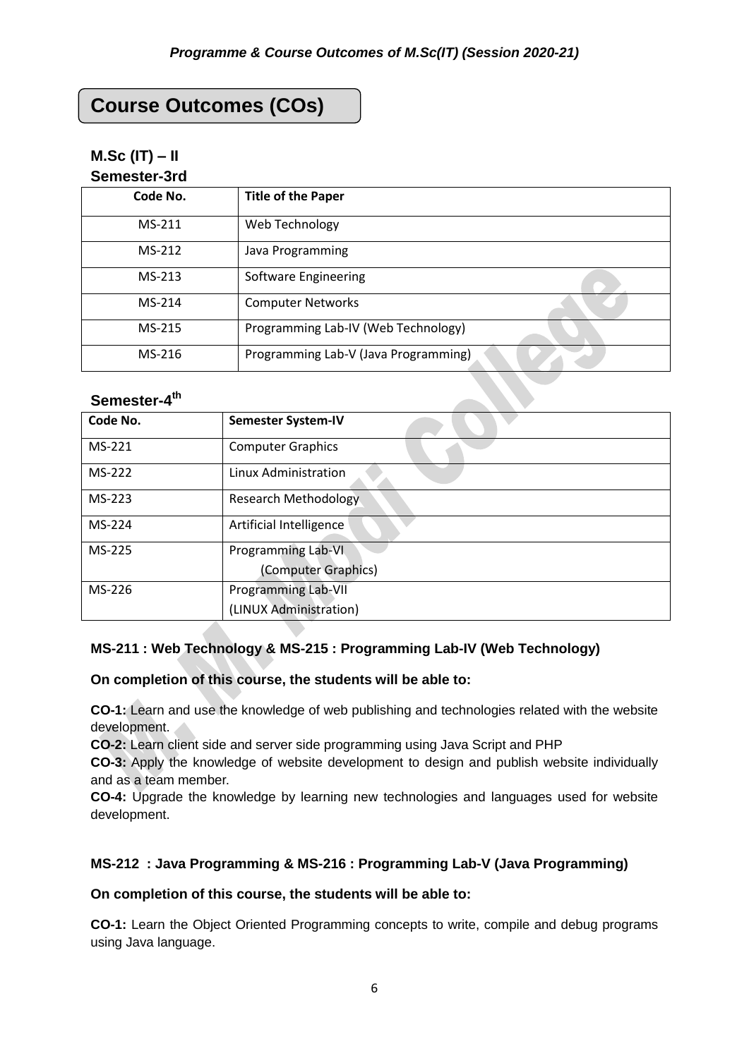# Course Outcomes (COs)

## M.Sc (IT) – II

### Semester-3rd

| Code No. | Title of the Paper |
|---|---|
| MS-211 | Web Technology |
| MS-212 | Java Programming |
| MS-213 | Software Engineering |
| MS-214 | Computer Networks |
| MS-215 | Programming Lab-IV (Web Technology) |
| MS-216 | Programming Lab-V (Java Programming) |

### Semester-4th

| Code No. | Semester System-IV |
|---|---|
| MS-221 | Computer Graphics |
| MS-222 | Linux Administration |
| MS-223 | Research Methodology |
| MS-224 | Artificial Intelligence |
| MS-225 | Programming Lab-VI (Computer Graphics) |
| MS-226 | Programming Lab-VII (LINUX Administration) |

### MS-211 : Web Technology & MS-215 : Programming Lab-IV (Web Technology)

**On completion of this course, the students will be able to:**

**CO-1:** Learn and use the knowledge of web publishing and technologies related with the website development.
**CO-2:** Learn client side and server side programming using Java Script and PHP
**CO-3:** Apply the knowledge of website development to design and publish website individually and as a team member.
**CO-4:** Upgrade the knowledge by learning new technologies and languages used for website development.

### MS-212 : Java Programming & MS-216 : Programming Lab-V (Java Programming)

**On completion of this course, the students will be able to:**

**CO-1:** Learn the Object Oriented Programming concepts to write, compile and debug programs using Java language.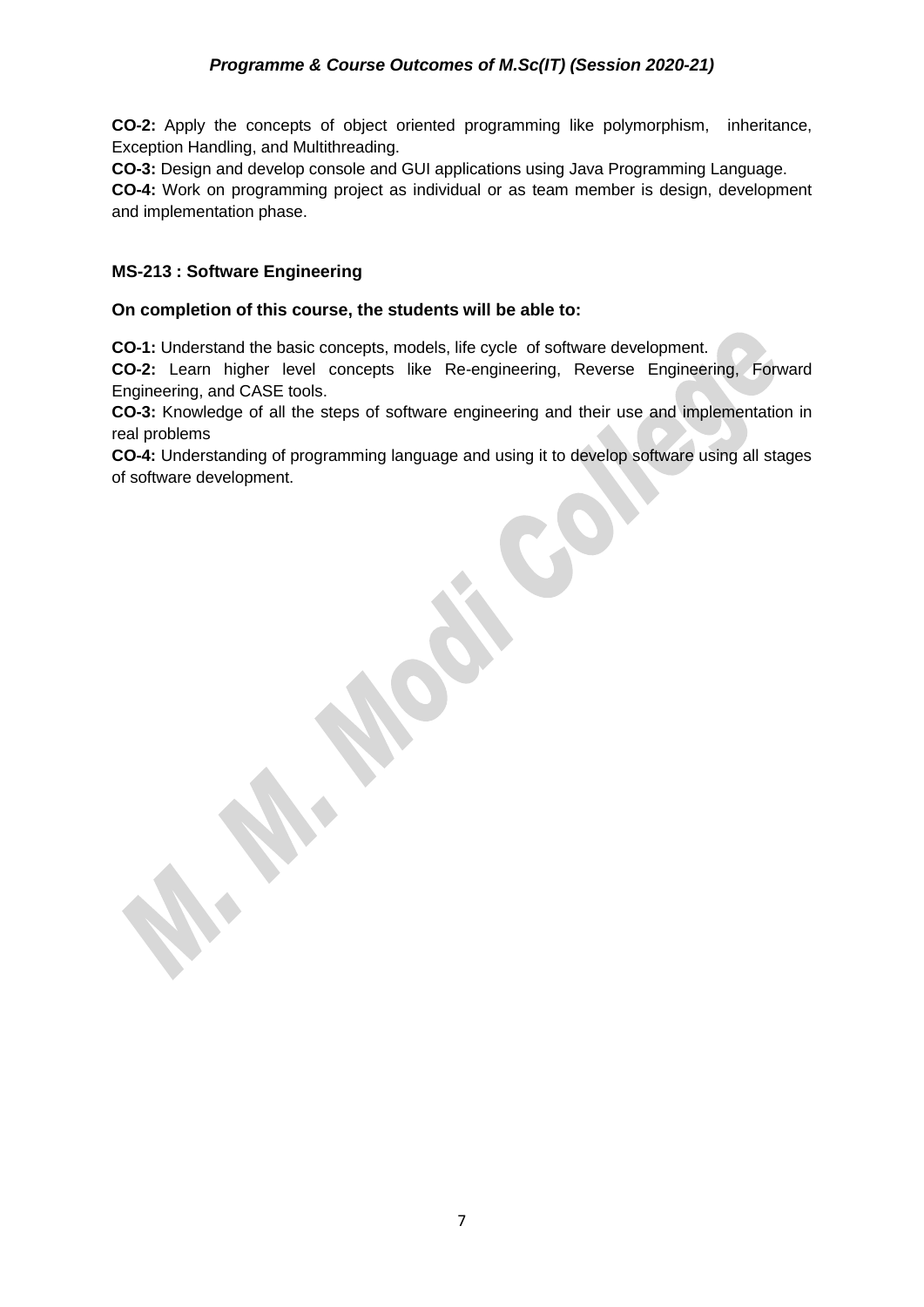**CO-2:** Apply the concepts of object oriented programming like polymorphism, inheritance, Exception Handling, and Multithreading.

**CO-3:** Design and develop console and GUI applications using Java Programming Language.

**CO-4:** Work on programming project as individual or as team member is design, development and implementation phase.

### MS-213 : Software Engineering

**On completion of this course, the students will be able to:**

**CO-1:** Understand the basic concepts, models, life cycle of software development.

**CO-2:** Learn higher level concepts like Re-engineering, Reverse Engineering, Forward Engineering, and CASE tools.

**CO-3:** Knowledge of all the steps of software engineering and their use and implementation in real problems

**CO-4:** Understanding of programming language and using it to develop software using all stages of software development.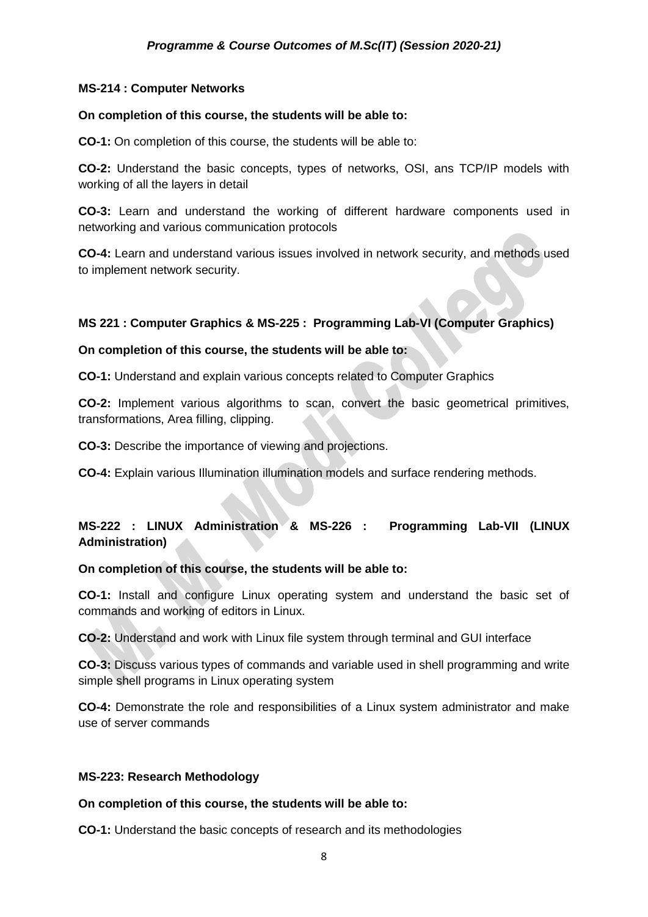**MS-214 : Computer Networks**

**On completion of this course, the students will be able to:**

**CO-1:** On completion of this course, the students will be able to:

**CO-2:** Understand the basic concepts, types of networks, OSI, ans TCP/IP models with working of all the layers in detail

**CO-3:** Learn and understand the working of different hardware components used in networking and various communication protocols

**CO-4:** Learn and understand various issues involved in network security, and methods used to implement network security.

**MS 221 : Computer Graphics & MS-225 : Programming Lab-VI (Computer Graphics)**

**On completion of this course, the students will be able to:**

**CO-1:** Understand and explain various concepts related to Computer Graphics

**CO-2:** Implement various algorithms to scan, convert the basic geometrical primitives, transformations, Area filling, clipping.

**CO-3:** Describe the importance of viewing and projections.

**CO-4:** Explain various Illumination illumination models and surface rendering methods.

**MS-222 : LINUX Administration & MS-226 : Programming Lab-VII (LINUX Administration)**

**On completion of this course, the students will be able to:**

**CO-1:** Install and configure Linux operating system and understand the basic set of commands and working of editors in Linux.

**CO-2:** Understand and work with Linux file system through terminal and GUI interface

**CO-3:** Discuss various types of commands and variable used in shell programming and write simple shell programs in Linux operating system

**CO-4:** Demonstrate the role and responsibilities of a Linux system administrator and make use of server commands

**MS-223: Research Methodology**

**On completion of this course, the students will be able to:**

**CO-1:** Understand the basic concepts of research and its methodologies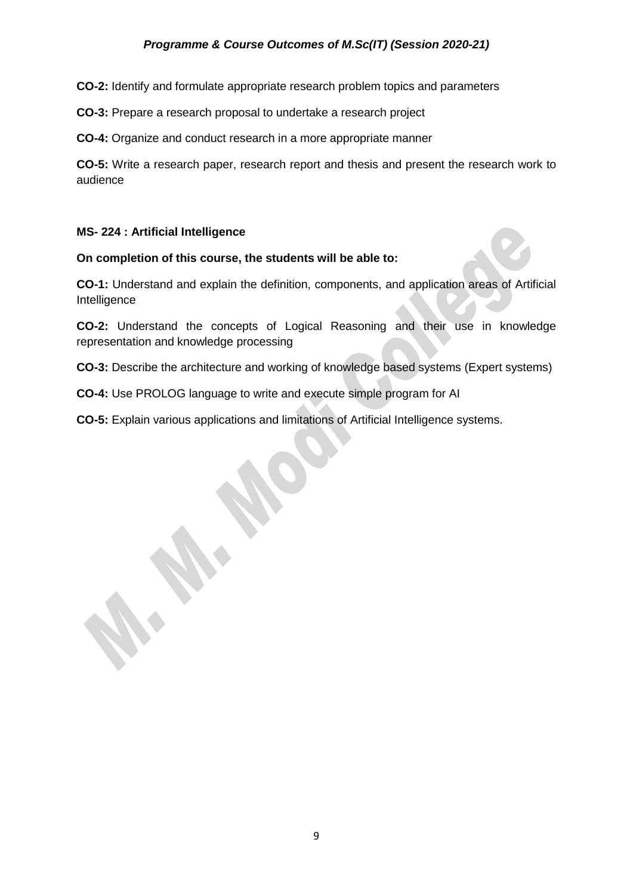**CO-2:** Identify and formulate appropriate research problem topics and parameters

**CO-3:** Prepare a research proposal to undertake a research project

**CO-4:** Organize and conduct research in a more appropriate manner

**CO-5:** Write a research paper, research report and thesis and present the research work to audience

**MS- 224 : Artificial Intelligence**

**On completion of this course, the students will be able to:**

**CO-1:** Understand and explain the definition, components, and application areas of Artificial Intelligence

**CO-2:** Understand the concepts of Logical Reasoning and their use in knowledge representation and knowledge processing

**CO-3:** Describe the architecture and working of knowledge based systems (Expert systems)

**CO-4:** Use PROLOG language to write and execute simple program for AI

**CO-5:** Explain various applications and limitations of Artificial Intelligence systems.